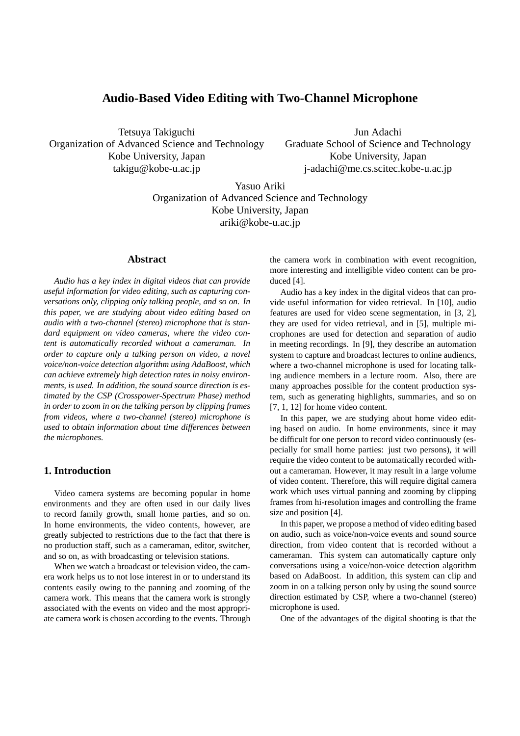# Audio-Based Video Editing with Two-Channel Microphone

Tetsuya Takiguchi
Organization of Advanced Science and Technology
Kobe University, Japan
takigu@kobe-u.ac.jp

Jun Adachi
Graduate School of Science and Technology
Kobe University, Japan
j-adachi@me.cs.scitec.kobe-u.ac.jp

Yasuo Ariki
Organization of Advanced Science and Technology
Kobe University, Japan
ariki@kobe-u.ac.jp

## Abstract

*Audio has a key index in digital videos that can provide useful information for video editing, such as capturing conversations only, clipping only talking people, and so on. In this paper, we are studying about video editing based on audio with a two-channel (stereo) microphone that is standard equipment on video cameras, where the video content is automatically recorded without a cameraman. In order to capture only a talking person on video, a novel voice/non-voice detection algorithm using AdaBoost, which can achieve extremely high detection rates in noisy environments, is used. In addition, the sound source direction is estimated by the CSP (Crosspower-Spectrum Phase) method in order to zoom in on the talking person by clipping frames from videos, where a two-channel (stereo) microphone is used to obtain information about time differences between the microphones.*

## 1. Introduction

Video camera systems are becoming popular in home environments and they are often used in our daily lives to record family growth, small home parties, and so on. In home environments, the video contents, however, are greatly subjected to restrictions due to the fact that there is no production staff, such as a cameraman, editor, switcher, and so on, as with broadcasting or television stations.

When we watch a broadcast or television video, the camera work helps us to not lose interest in or to understand its contents easily owing to the panning and zooming of the camera work. This means that the camera work is strongly associated with the events on video and the most appropriate camera work is chosen according to the events. Through the camera work in combination with event recognition, more interesting and intelligible video content can be produced [4].

Audio has a key index in the digital videos that can provide useful information for video retrieval. In [10], audio features are used for video scene segmentation, in [3, 2], they are used for video retrieval, and in [5], multiple microphones are used for detection and separation of audio in meeting recordings. In [9], they describe an automation system to capture and broadcast lectures to online audiencs, where a two-channel microphone is used for locating talking audience members in a lecture room. Also, there are many approaches possible for the content production system, such as generating highlights, summaries, and so on [7, 1, 12] for home video content.

In this paper, we are studying about home video editing based on audio. In home environments, since it may be difficult for one person to record video continuously (especially for small home parties: just two persons), it will require the video content to be automatically recorded without a cameraman. However, it may result in a large volume of video content. Therefore, this will require digital camera work which uses virtual panning and zooming by clipping frames from hi-resolution images and controlling the frame size and position [4].

In this paper, we propose a method of video editing based on audio, such as voice/non-voice events and sound source direction, from video content that is recorded without a cameraman. This system can automatically capture only conversations using a voice/non-voice detection algorithm based on AdaBoost. In addition, this system can clip and zoom in on a talking person only by using the sound source direction estimated by CSP, where a two-channel (stereo) microphone is used.

One of the advantages of the digital shooting is that the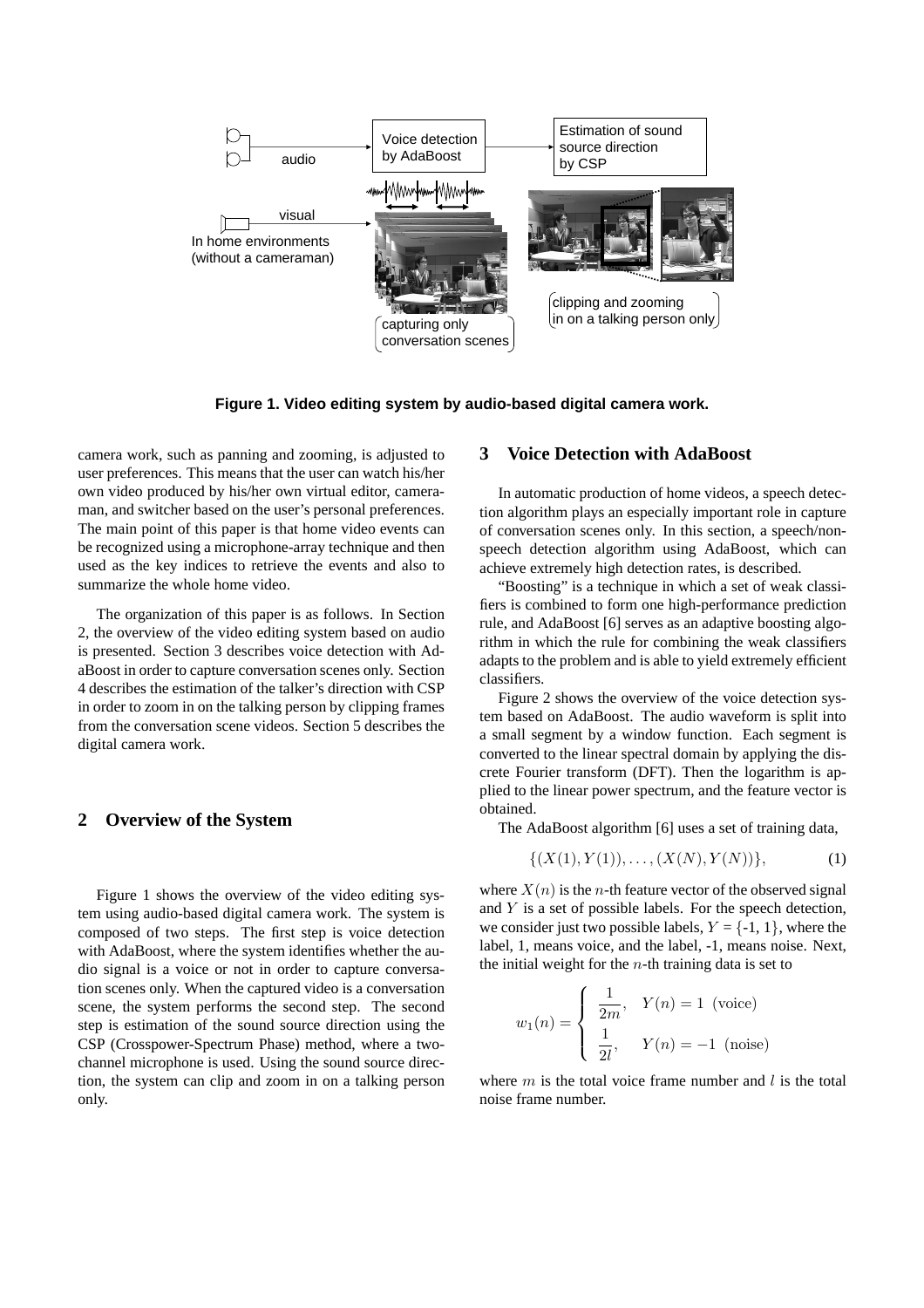Figure 1. Video editing system by audio-based digital camera work.

camera work, such as panning and zooming, is adjusted to user preferences. This means that the user can watch his/her own video produced by his/her own virtual editor, cameraman, and switcher based on the user's personal preferences. The main point of this paper is that home video events can be recognized using a microphone-array technique and then used as the key indices to retrieve the events and also to summarize the whole home video.

The organization of this paper is as follows. In Section 2, the overview of the video editing system based on audio is presented. Section 3 describes voice detection with AdaBoost in order to capture conversation scenes only. Section 4 describes the estimation of the talker's direction with CSP in order to zoom in on the talking person by clipping frames from the conversation scene videos. Section 5 describes the digital camera work.

## 2 Overview of the System

Figure 1 shows the overview of the video editing system using audio-based digital camera work. The system is composed of two steps. The first step is voice detection with AdaBoost, where the system identifies whether the audio signal is a voice or not in order to capture conversation scenes only. When the captured video is a conversation scene, the system performs the second step. The second step is estimation of the sound source direction using the CSP (Crosspower-Spectrum Phase) method, where a two-channel microphone is used. Using the sound source direction, the system can clip and zoom in on a talking person only.

## 3 Voice Detection with AdaBoost

In automatic production of home videos, a speech detection algorithm plays an especially important role in capture of conversation scenes only. In this section, a speech/non-speech detection algorithm using AdaBoost, which can achieve extremely high detection rates, is described.

"Boosting" is a technique in which a set of weak classifiers is combined to form one high-performance prediction rule, and AdaBoost [6] serves as an adaptive boosting algorithm in which the rule for combining the weak classifiers adapts to the problem and is able to yield extremely efficient classifiers.

Figure 2 shows the overview of the voice detection system based on AdaBoost. The audio waveform is split into a small segment by a window function. Each segment is converted to the linear spectral domain by applying the discrete Fourier transform (DFT). Then the logarithm is applied to the linear power spectrum, and the feature vector is obtained.

The AdaBoost algorithm [6] uses a set of training data,

$$\{(X(1), Y(1)), \ldots, (X(N), Y(N))\}, \tag{1}$$

where $X(n)$ is the $n$-th feature vector of the observed signal and $Y$ is a set of possible labels. For the speech detection, we consider just two possible labels, $Y$ = {-1, 1}, where the label, 1, means voice, and the label, -1, means noise. Next, the initial weight for the $n$-th training data is set to

$$w_1(n) = \begin{cases} \dfrac{1}{2m}, & Y(n) = 1 \ \text{(voice)} \\ \dfrac{1}{2l}, & Y(n) = -1 \ \text{(noise)} \end{cases}$$

where $m$ is the total voice frame number and $l$ is the total noise frame number.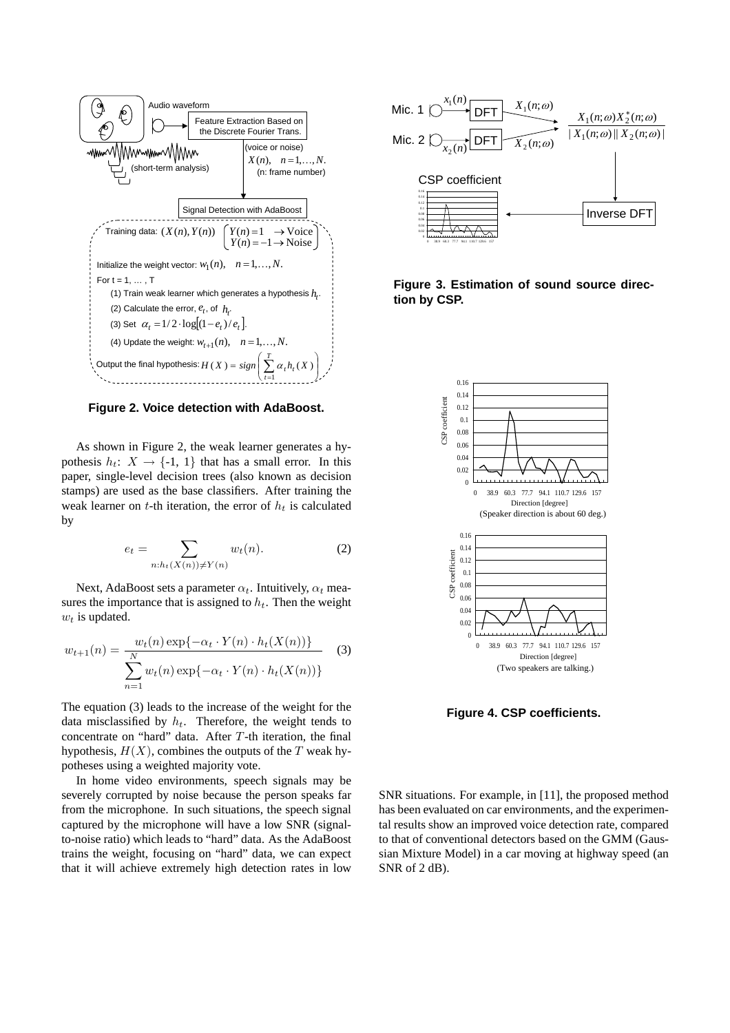**Figure 2. Voice detection with AdaBoost.**

As shown in Figure 2, the weak learner generates a hypothesis $h_t$: $X \rightarrow \{\text{-1, 1}\}$ that has a small error. In this paper, single-level decision trees (also known as decision stamps) are used as the base classifiers. After training the weak learner on $t$-th iteration, the error of $h_t$ is calculated by

$$e_t = \sum_{n: h_t(X(n)) \neq Y(n)} w_t(n). \tag{2}$$

Next, AdaBoost sets a parameter $\alpha_t$. Intuitively, $\alpha_t$ measures the importance that is assigned to $h_t$. Then the weight $w_t$ is updated.

$$w_{t+1}(n) = \frac{w_t(n) \exp\{-\alpha_t \cdot Y(n) \cdot h_t(X(n))\}}{\displaystyle\sum_{n=1}^{N} w_t(n) \exp\{-\alpha_t \cdot Y(n) \cdot h_t(X(n))\}} \tag{3}$$

The equation (3) leads to the increase of the weight for the data misclassified by $h_t$. Therefore, the weight tends to concentrate on "hard" data. After $T$-th iteration, the final hypothesis, $H(X)$, combines the outputs of the $T$ weak hypotheses using a weighted majority vote.

In home video environments, speech signals may be severely corrupted by noise because the person speaks far from the microphone. In such situations, the speech signal captured by the microphone will have a low SNR (signal-to-noise ratio) which leads to "hard" data. As the AdaBoost trains the weight, focusing on "hard" data, we can expect that it will achieve extremely high detection rates in low SNR situations. For example, in [11], the proposed method has been evaluated on car environments, and the experimental results show an improved voice detection rate, compared to that of conventional detectors based on the GMM (Gaussian Mixture Model) in a car moving at highway speed (an SNR of 2 dB).

**Figure 3. Estimation of sound source direction by CSP.**

**Figure 4. CSP coefficients.**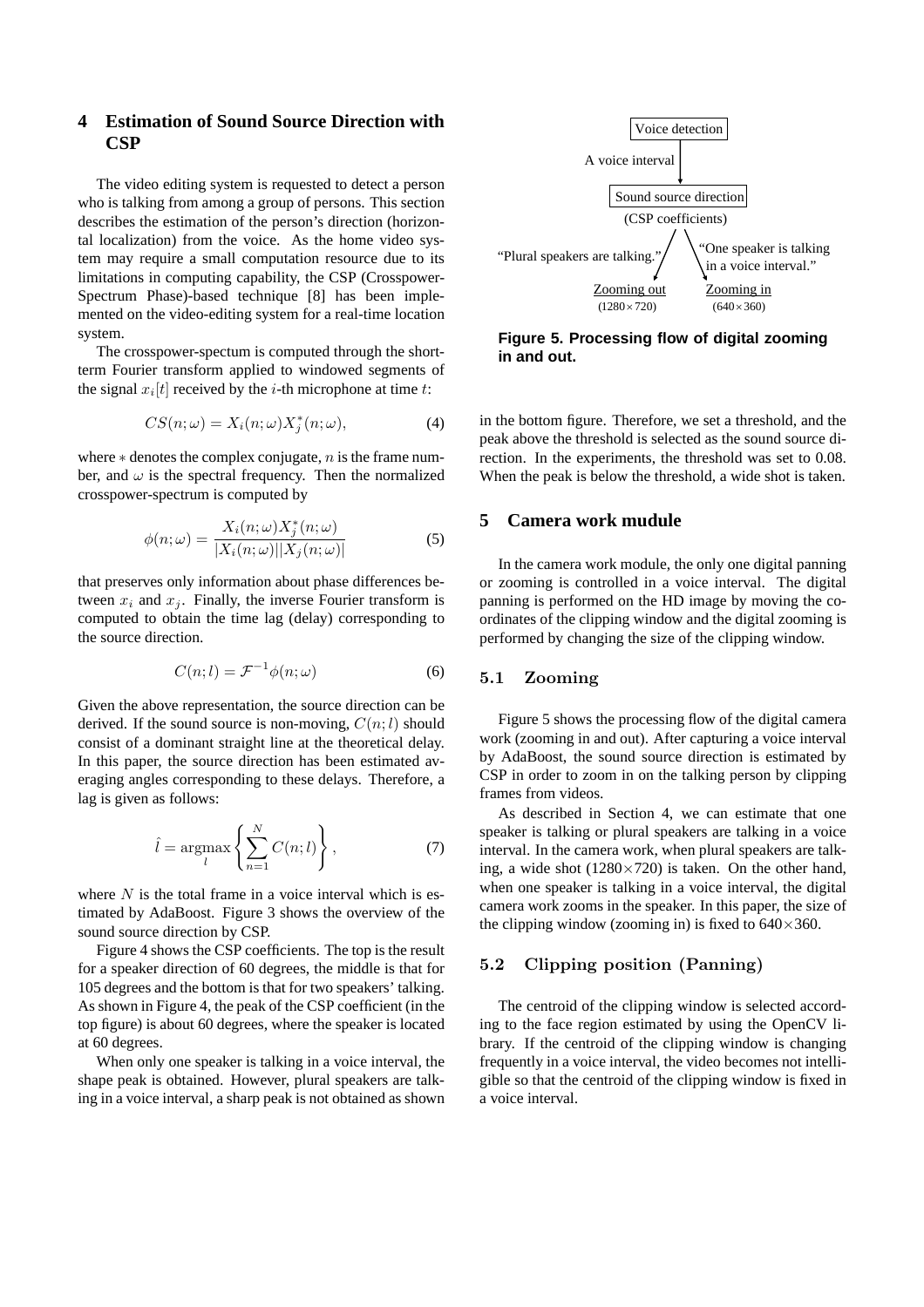## 4 Estimation of Sound Source Direction with CSP

The video editing system is requested to detect a person who is talking from among a group of persons. This section describes the estimation of the person's direction (horizontal localization) from the voice. As the home video system may require a small computation resource due to its limitations in computing capability, the CSP (Crosspower-Spectrum Phase)-based technique [8] has been implemented on the video-editing system for a real-time location system.

The crosspower-spectum is computed through the short-term Fourier transform applied to windowed segments of the signal $x_i[t]$ received by the $i$-th microphone at time $t$:

$$CS(n;\omega) = X_i(n;\omega)X_j^*(n;\omega), \tag{4}$$

where $*$ denotes the complex conjugate, $n$ is the frame number, and $\omega$ is the spectral frequency. Then the normalized crosspower-spectrum is computed by

$$\phi(n;\omega) = \frac{X_i(n;\omega)X_j^*(n;\omega)}{|X_i(n;\omega)||X_j(n;\omega)|} \tag{5}$$

that preserves only information about phase differences between $x_i$ and $x_j$. Finally, the inverse Fourier transform is computed to obtain the time lag (delay) corresponding to the source direction.

$$C(n;l) = \mathcal{F}^{-1}\phi(n;\omega) \tag{6}$$

Given the above representation, the source direction can be derived. If the sound source is non-moving, $C(n;l)$ should consist of a dominant straight line at the theoretical delay. In this paper, the source direction has been estimated averaging angles corresponding to these delays. Therefore, a lag is given as follows:

$$\hat{l} = \underset{l}{\operatorname{argmax}} \left\{ \sum_{n=1}^{N} C(n;l) \right\}, \tag{7}$$

where $N$ is the total frame in a voice interval which is estimated by AdaBoost. Figure 3 shows the overview of the sound source direction by CSP.

Figure 4 shows the CSP coefficients. The top is the result for a speaker direction of 60 degrees, the middle is that for 105 degrees and the bottom is that for two speakers' talking. As shown in Figure 4, the peak of the CSP coefficient (in the top figure) is about 60 degrees, where the speaker is located at 60 degrees.

When only one speaker is talking in a voice interval, the shape peak is obtained. However, plural speakers are talking in a voice interval, a sharp peak is not obtained as shown in the bottom figure. Therefore, we set a threshold, and the peak above the threshold is selected as the sound source direction. In the experiments, the threshold was set to 0.08. When the peak is below the threshold, a wide shot is taken.

Voice detection → A voice interval → Sound source direction (CSP coefficients) → "Plural speakers are talking." → Zooming out (1280×720); "One speaker is talking in a voice interval." → Zooming in (640×360)

**Figure 5. Processing flow of digital zooming in and out.**

## 5 Camera work mudule

In the camera work module, the only one digital panning or zooming is controlled in a voice interval. The digital panning is performed on the HD image by moving the coordinates of the clipping window and the digital zooming is performed by changing the size of the clipping window.

### 5.1 Zooming

Figure 5 shows the processing flow of the digital camera work (zooming in and out). After capturing a voice interval by AdaBoost, the sound source direction is estimated by CSP in order to zoom in on the talking person by clipping frames from videos.

As described in Section 4, we can estimate that one speaker is talking or plural speakers are talking in a voice interval. In the camera work, when plural speakers are talking, a wide shot (1280×720) is taken. On the other hand, when one speaker is talking in a voice interval, the digital camera work zooms in the speaker. In this paper, the size of the clipping window (zooming in) is fixed to 640×360.

### 5.2 Clipping position (Panning)

The centroid of the clipping window is selected according to the face region estimated by using the OpenCV library. If the centroid of the clipping window is changing frequently in a voice interval, the video becomes not intelligible so that the centroid of the clipping window is fixed in a voice interval.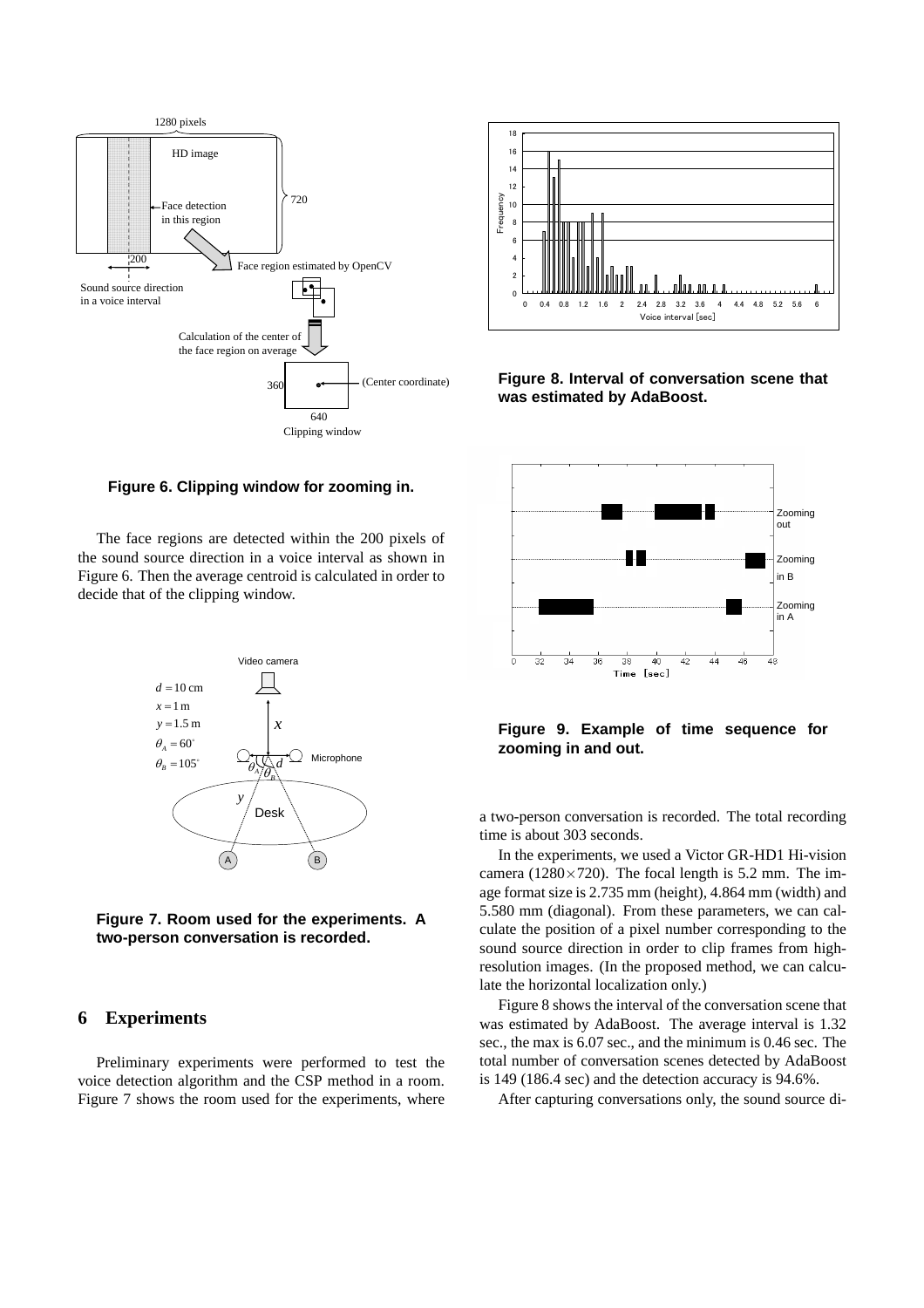Figure 6. Clipping window for zooming in.

The face regions are detected within the 200 pixels of the sound source direction in a voice interval as shown in Figure 6. Then the average centroid is calculated in order to decide that of the clipping window.

Figure 7. Room used for the experiments. A two-person conversation is recorded.

## 6 Experiments

Preliminary experiments were performed to test the voice detection algorithm and the CSP method in a room. Figure 7 shows the room used for the experiments, where a two-person conversation is recorded. The total recording time is about 303 seconds.

In the experiments, we used a Victor GR-HD1 Hi-vision camera ($1280 \times 720$). The focal length is 5.2 mm. The image format size is 2.735 mm (height), 4.864 mm (width) and 5.580 mm (diagonal). From these parameters, we can calculate the position of a pixel number corresponding to the sound source direction in order to clip frames from high-resolution images. (In the proposed method, we can calculate the horizontal localization only.)

Figure 8 shows the interval of the conversation scene that was estimated by AdaBoost. The average interval is 1.32 sec., the max is 6.07 sec., and the minimum is 0.46 sec. The total number of conversation scenes detected by AdaBoost is 149 (186.4 sec) and the detection accuracy is 94.6%.

After capturing conversations only, the sound source di-

Figure 8. Interval of conversation scene that was estimated by AdaBoost.

Figure 9. Example of time sequence for zooming in and out.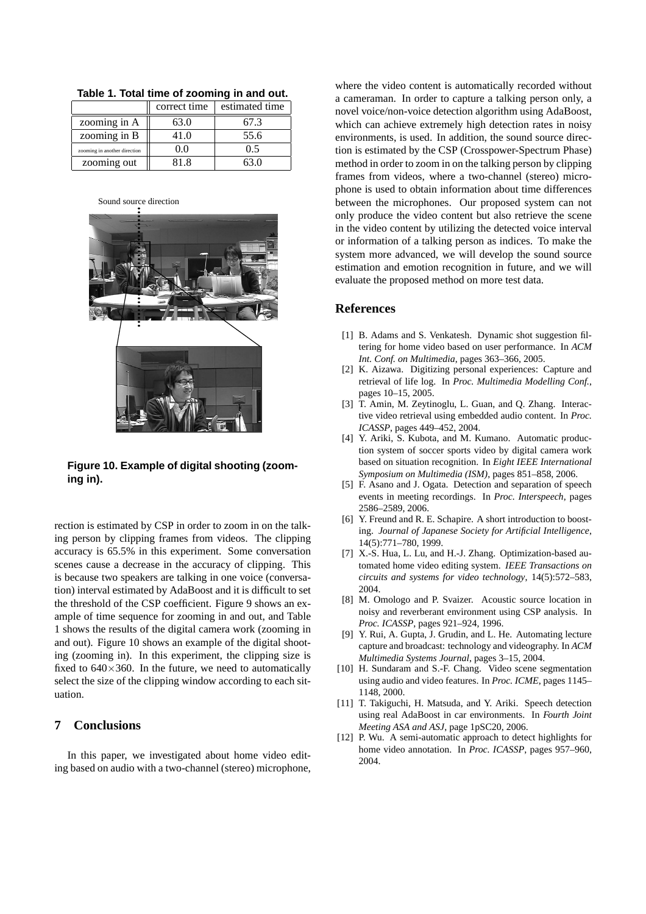**Table 1. Total time of zooming in and out.**

| | correct time | estimated time |
|---|---|---|
| zooming in A | 63.0 | 67.3 |
| zooming in B | 41.0 | 55.6 |
| zooming in another direction | 0.0 | 0.5 |
| zooming out | 81.8 | 63.0 |

Sound source direction

**Figure 10. Example of digital shooting (zooming in).**

rection is estimated by CSP in order to zoom in on the talking person by clipping frames from videos. The clipping accuracy is 65.5% in this experiment. Some conversation scenes cause a decrease in the accuracy of clipping. This is because two speakers are talking in one voice (conversation) interval estimated by AdaBoost and it is difficult to set the threshold of the CSP coefficient. Figure 9 shows an example of time sequence for zooming in and out, and Table 1 shows the results of the digital camera work (zooming in and out). Figure 10 shows an example of the digital shooting (zooming in). In this experiment, the clipping size is fixed to $640 \times 360$. In the future, we need to automatically select the size of the clipping window according to each situation.

## 7 Conclusions

In this paper, we investigated about home video editing based on audio with a two-channel (stereo) microphone, where the video content is automatically recorded without a cameraman. In order to capture a talking person only, a novel voice/non-voice detection algorithm using AdaBoost, which can achieve extremely high detection rates in noisy environments, is used. In addition, the sound source direction is estimated by the CSP (Crosspower-Spectrum Phase) method in order to zoom in on the talking person by clipping frames from videos, where a two-channel (stereo) microphone is used to obtain information about time differences between the microphones. Our proposed system can not only produce the video content but also retrieve the scene in the video content by utilizing the detected voice interval or information of a talking person as indices. To make the system more advanced, we will develop the sound source estimation and emotion recognition in future, and we will evaluate the proposed method on more test data.

## References

[1] B. Adams and S. Venkatesh. Dynamic shot suggestion filtering for home video based on user performance. In *ACM Int. Conf. on Multimedia*, pages 363–366, 2005.

[2] K. Aizawa. Digitizing personal experiences: Capture and retrieval of life log. In *Proc. Multimedia Modelling Conf.*, pages 10–15, 2005.

[3] T. Amin, M. Zeytinoglu, L. Guan, and Q. Zhang. Interactive video retrieval using embedded audio content. In *Proc. ICASSP*, pages 449–452, 2004.

[4] Y. Ariki, S. Kubota, and M. Kumano. Automatic production system of soccer sports video by digital camera work based on situation recognition. In *Eight IEEE International Symposium on Multimedia (ISM)*, pages 851–858, 2006.

[5] F. Asano and J. Ogata. Detection and separation of speech events in meeting recordings. In *Proc. Interspeech*, pages 2586–2589, 2006.

[6] Y. Freund and R. E. Schapire. A short introduction to boosting. *Journal of Japanese Society for Artificial Intelligence*, 14(5):771–780, 1999.

[7] X.-S. Hua, L. Lu, and H.-J. Zhang. Optimization-based automated home video editing system. *IEEE Transactions on circuits and systems for video technology*, 14(5):572–583, 2004.

[8] M. Omologo and P. Svaizer. Acoustic source location in noisy and reverberant environment using CSP analysis. In *Proc. ICASSP*, pages 921–924, 1996.

[9] Y. Rui, A. Gupta, J. Grudin, and L. He. Automating lecture capture and broadcast: technology and videography. In *ACM Multimedia Systems Journal*, pages 3–15, 2004.

[10] H. Sundaram and S.-F. Chang. Video scene segmentation using audio and video features. In *Proc. ICME*, pages 1145–1148, 2000.

[11] T. Takiguchi, H. Matsuda, and Y. Ariki. Speech detection using real AdaBoost in car environments. In *Fourth Joint Meeting ASA and ASJ*, page 1pSC20, 2006.

[12] P. Wu. A semi-automatic approach to detect highlights for home video annotation. In *Proc. ICASSP*, pages 957–960, 2004.